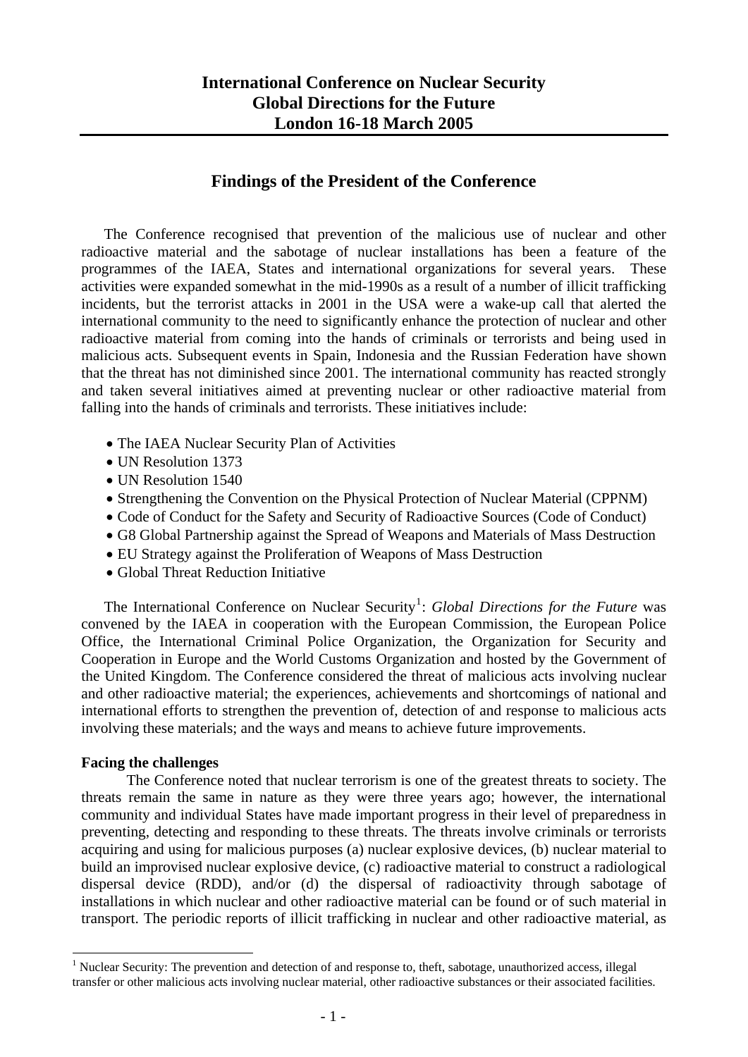# International Conference on Nuclear Security
# Global Directions for the Future
# London 16-18 March 2005

## Findings of the President of the Conference

The Conference recognised that prevention of the malicious use of nuclear and other radioactive material and the sabotage of nuclear installations has been a feature of the programmes of the IAEA, States and international organizations for several years. These activities were expanded somewhat in the mid-1990s as a result of a number of illicit trafficking incidents, but the terrorist attacks in 2001 in the USA were a wake-up call that alerted the international community to the need to significantly enhance the protection of nuclear and other radioactive material from coming into the hands of criminals or terrorists and being used in malicious acts. Subsequent events in Spain, Indonesia and the Russian Federation have shown that the threat has not diminished since 2001. The international community has reacted strongly and taken several initiatives aimed at preventing nuclear or other radioactive material from falling into the hands of criminals and terrorists. These initiatives include:

- The IAEA Nuclear Security Plan of Activities
- UN Resolution 1373
- UN Resolution 1540
- Strengthening the Convention on the Physical Protection of Nuclear Material (CPPNM)
- Code of Conduct for the Safety and Security of Radioactive Sources (Code of Conduct)
- G8 Global Partnership against the Spread of Weapons and Materials of Mass Destruction
- EU Strategy against the Proliferation of Weapons of Mass Destruction
- Global Threat Reduction Initiative

The International Conference on Nuclear Security[1]: *Global Directions for the Future* was convened by the IAEA in cooperation with the European Commission, the European Police Office, the International Criminal Police Organization, the Organization for Security and Cooperation in Europe and the World Customs Organization and hosted by the Government of the United Kingdom. The Conference considered the threat of malicious acts involving nuclear and other radioactive material; the experiences, achievements and shortcomings of national and international efforts to strengthen the prevention of, detection of and response to malicious acts involving these materials; and the ways and means to achieve future improvements.

**Facing the challenges**

The Conference noted that nuclear terrorism is one of the greatest threats to society. The threats remain the same in nature as they were three years ago; however, the international community and individual States have made important progress in their level of preparedness in preventing, detecting and responding to these threats. The threats involve criminals or terrorists acquiring and using for malicious purposes (a) nuclear explosive devices, (b) nuclear material to build an improvised nuclear explosive device, (c) radioactive material to construct a radiological dispersal device (RDD), and/or (d) the dispersal of radioactivity through sabotage of installations in which nuclear and other radioactive material can be found or of such material in transport. The periodic reports of illicit trafficking in nuclear and other radioactive material, as

[1] Nuclear Security: The prevention and detection of and response to, theft, sabotage, unauthorized access, illegal transfer or other malicious acts involving nuclear material, other radioactive substances or their associated facilities.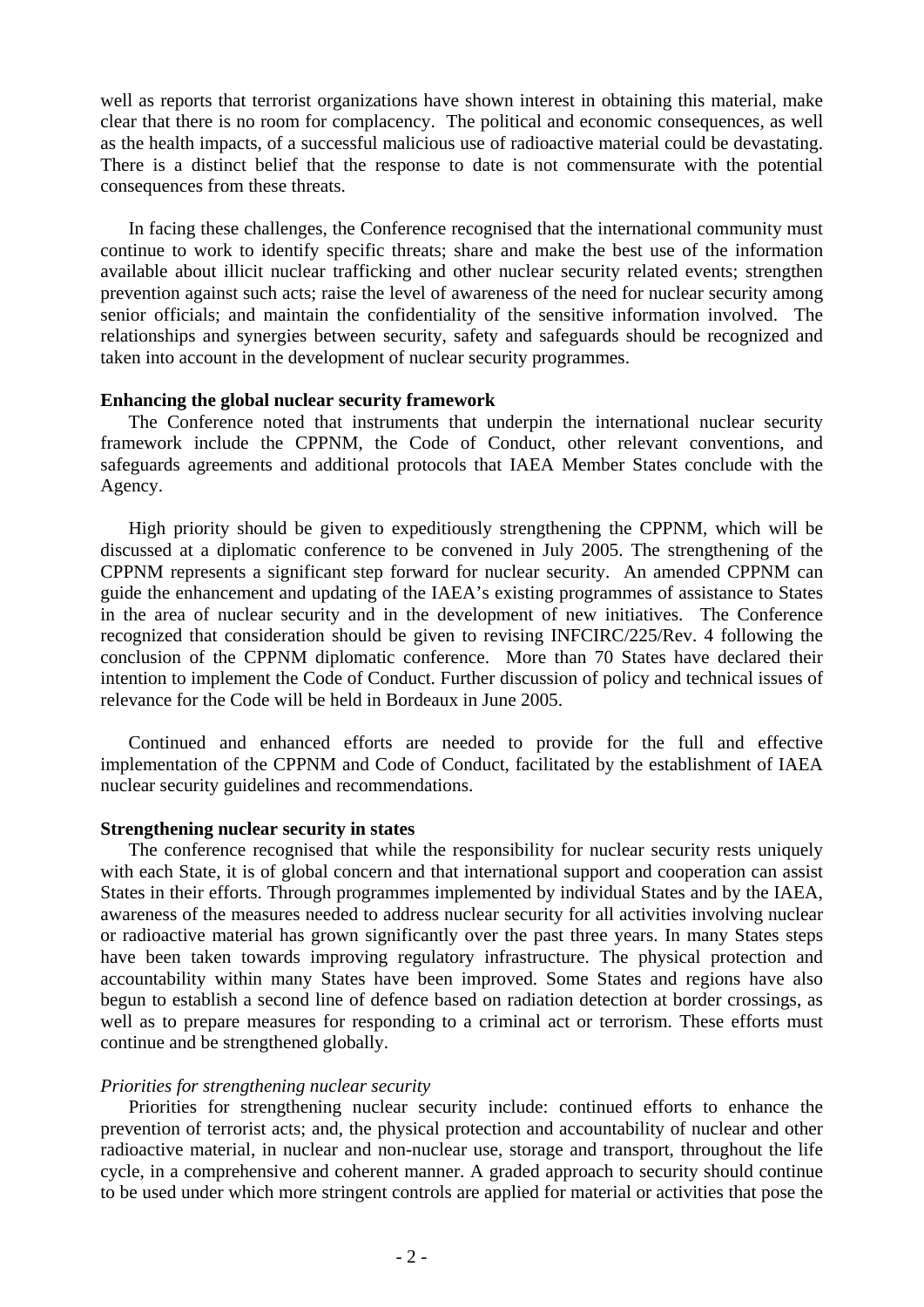well as reports that terrorist organizations have shown interest in obtaining this material, make clear that there is no room for complacency. The political and economic consequences, as well as the health impacts, of a successful malicious use of radioactive material could be devastating. There is a distinct belief that the response to date is not commensurate with the potential consequences from these threats.

In facing these challenges, the Conference recognised that the international community must continue to work to identify specific threats; share and make the best use of the information available about illicit nuclear trafficking and other nuclear security related events; strengthen prevention against such acts; raise the level of awareness of the need for nuclear security among senior officials; and maintain the confidentiality of the sensitive information involved. The relationships and synergies between security, safety and safeguards should be recognized and taken into account in the development of nuclear security programmes.

**Enhancing the global nuclear security framework**

The Conference noted that instruments that underpin the international nuclear security framework include the CPPNM, the Code of Conduct, other relevant conventions, and safeguards agreements and additional protocols that IAEA Member States conclude with the Agency.

High priority should be given to expeditiously strengthening the CPPNM, which will be discussed at a diplomatic conference to be convened in July 2005. The strengthening of the CPPNM represents a significant step forward for nuclear security. An amended CPPNM can guide the enhancement and updating of the IAEA's existing programmes of assistance to States in the area of nuclear security and in the development of new initiatives. The Conference recognized that consideration should be given to revising INFCIRC/225/Rev. 4 following the conclusion of the CPPNM diplomatic conference. More than 70 States have declared their intention to implement the Code of Conduct. Further discussion of policy and technical issues of relevance for the Code will be held in Bordeaux in June 2005.

Continued and enhanced efforts are needed to provide for the full and effective implementation of the CPPNM and Code of Conduct, facilitated by the establishment of IAEA nuclear security guidelines and recommendations.

**Strengthening nuclear security in states**

The conference recognised that while the responsibility for nuclear security rests uniquely with each State, it is of global concern and that international support and cooperation can assist States in their efforts. Through programmes implemented by individual States and by the IAEA, awareness of the measures needed to address nuclear security for all activities involving nuclear or radioactive material has grown significantly over the past three years. In many States steps have been taken towards improving regulatory infrastructure. The physical protection and accountability within many States have been improved. Some States and regions have also begun to establish a second line of defence based on radiation detection at border crossings, as well as to prepare measures for responding to a criminal act or terrorism. These efforts must continue and be strengthened globally.

*Priorities for strengthening nuclear security*

Priorities for strengthening nuclear security include: continued efforts to enhance the prevention of terrorist acts; and, the physical protection and accountability of nuclear and other radioactive material, in nuclear and non-nuclear use, storage and transport, throughout the life cycle, in a comprehensive and coherent manner. A graded approach to security should continue to be used under which more stringent controls are applied for material or activities that pose the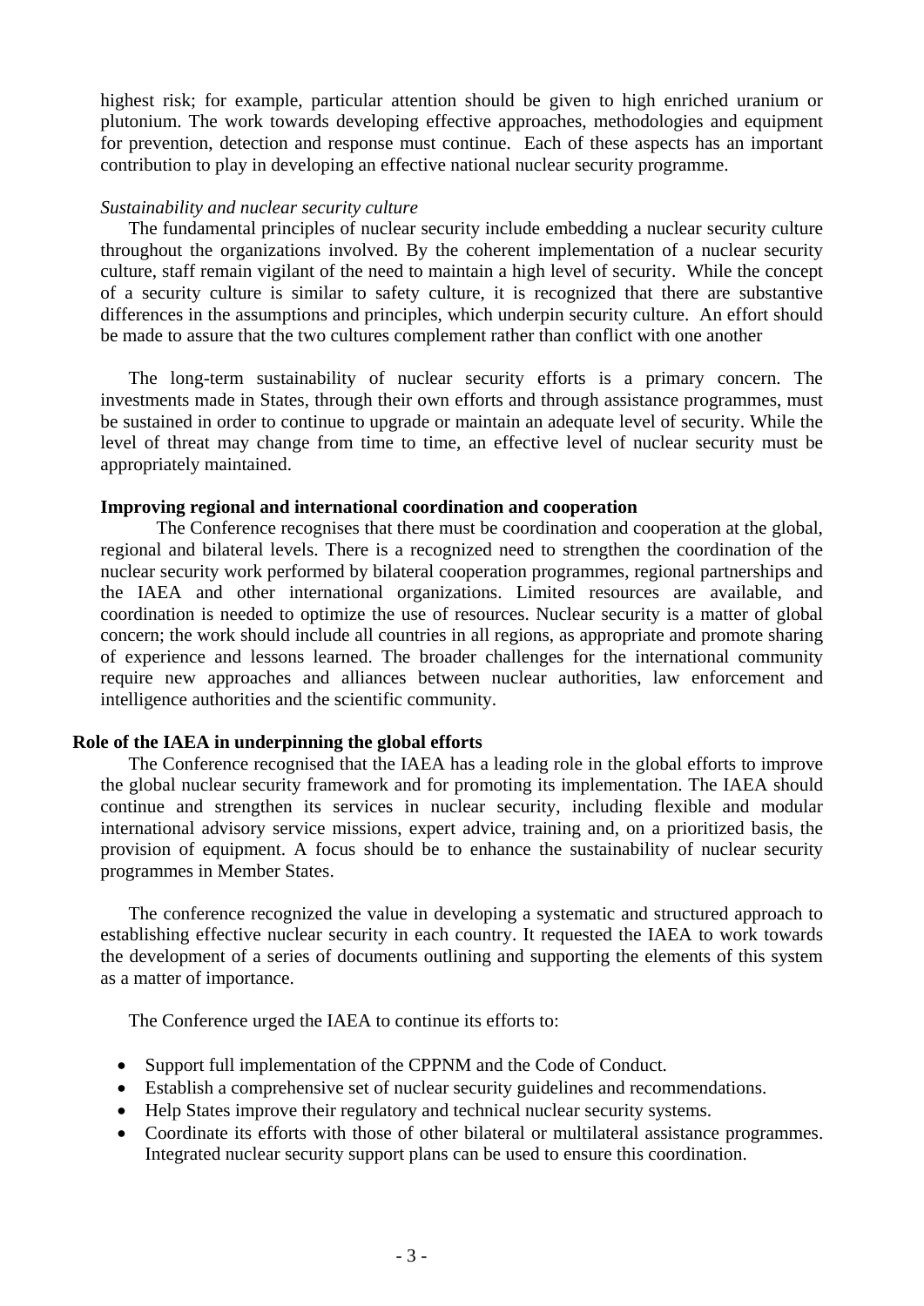highest risk; for example, particular attention should be given to high enriched uranium or plutonium. The work towards developing effective approaches, methodologies and equipment for prevention, detection and response must continue. Each of these aspects has an important contribution to play in developing an effective national nuclear security programme.

*Sustainability and nuclear security culture*

The fundamental principles of nuclear security include embedding a nuclear security culture throughout the organizations involved. By the coherent implementation of a nuclear security culture, staff remain vigilant of the need to maintain a high level of security. While the concept of a security culture is similar to safety culture, it is recognized that there are substantive differences in the assumptions and principles, which underpin security culture. An effort should be made to assure that the two cultures complement rather than conflict with one another

The long-term sustainability of nuclear security efforts is a primary concern. The investments made in States, through their own efforts and through assistance programmes, must be sustained in order to continue to upgrade or maintain an adequate level of security. While the level of threat may change from time to time, an effective level of nuclear security must be appropriately maintained.

**Improving regional and international coordination and cooperation**

The Conference recognises that there must be coordination and cooperation at the global, regional and bilateral levels. There is a recognized need to strengthen the coordination of the nuclear security work performed by bilateral cooperation programmes, regional partnerships and the IAEA and other international organizations. Limited resources are available, and coordination is needed to optimize the use of resources. Nuclear security is a matter of global concern; the work should include all countries in all regions, as appropriate and promote sharing of experience and lessons learned. The broader challenges for the international community require new approaches and alliances between nuclear authorities, law enforcement and intelligence authorities and the scientific community.

**Role of the IAEA in underpinning the global efforts**

The Conference recognised that the IAEA has a leading role in the global efforts to improve the global nuclear security framework and for promoting its implementation. The IAEA should continue and strengthen its services in nuclear security, including flexible and modular international advisory service missions, expert advice, training and, on a prioritized basis, the provision of equipment. A focus should be to enhance the sustainability of nuclear security programmes in Member States.

The conference recognized the value in developing a systematic and structured approach to establishing effective nuclear security in each country. It requested the IAEA to work towards the development of a series of documents outlining and supporting the elements of this system as a matter of importance.

The Conference urged the IAEA to continue its efforts to:

- Support full implementation of the CPPNM and the Code of Conduct.
- Establish a comprehensive set of nuclear security guidelines and recommendations.
- Help States improve their regulatory and technical nuclear security systems.
- Coordinate its efforts with those of other bilateral or multilateral assistance programmes. Integrated nuclear security support plans can be used to ensure this coordination.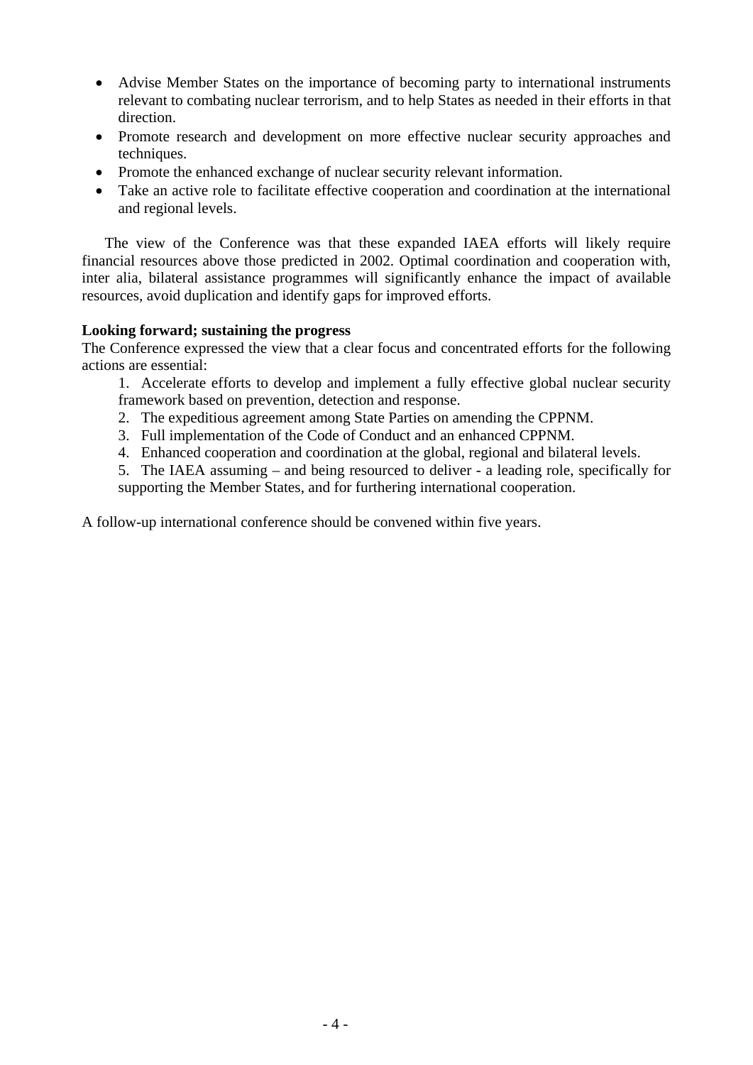- Advise Member States on the importance of becoming party to international instruments relevant to combating nuclear terrorism, and to help States as needed in their efforts in that direction.
- Promote research and development on more effective nuclear security approaches and techniques.
- Promote the enhanced exchange of nuclear security relevant information.
- Take an active role to facilitate effective cooperation and coordination at the international and regional levels.

The view of the Conference was that these expanded IAEA efforts will likely require financial resources above those predicted in 2002. Optimal coordination and cooperation with, inter alia, bilateral assistance programmes will significantly enhance the impact of available resources, avoid duplication and identify gaps for improved efforts.

**Looking forward; sustaining the progress**

The Conference expressed the view that a clear focus and concentrated efforts for the following actions are essential:

1. Accelerate efforts to develop and implement a fully effective global nuclear security framework based on prevention, detection and response.
2. The expeditious agreement among State Parties on amending the CPPNM.
3. Full implementation of the Code of Conduct and an enhanced CPPNM.
4. Enhanced cooperation and coordination at the global, regional and bilateral levels.
5. The IAEA assuming – and being resourced to deliver - a leading role, specifically for supporting the Member States, and for furthering international cooperation.

A follow-up international conference should be convened within five years.